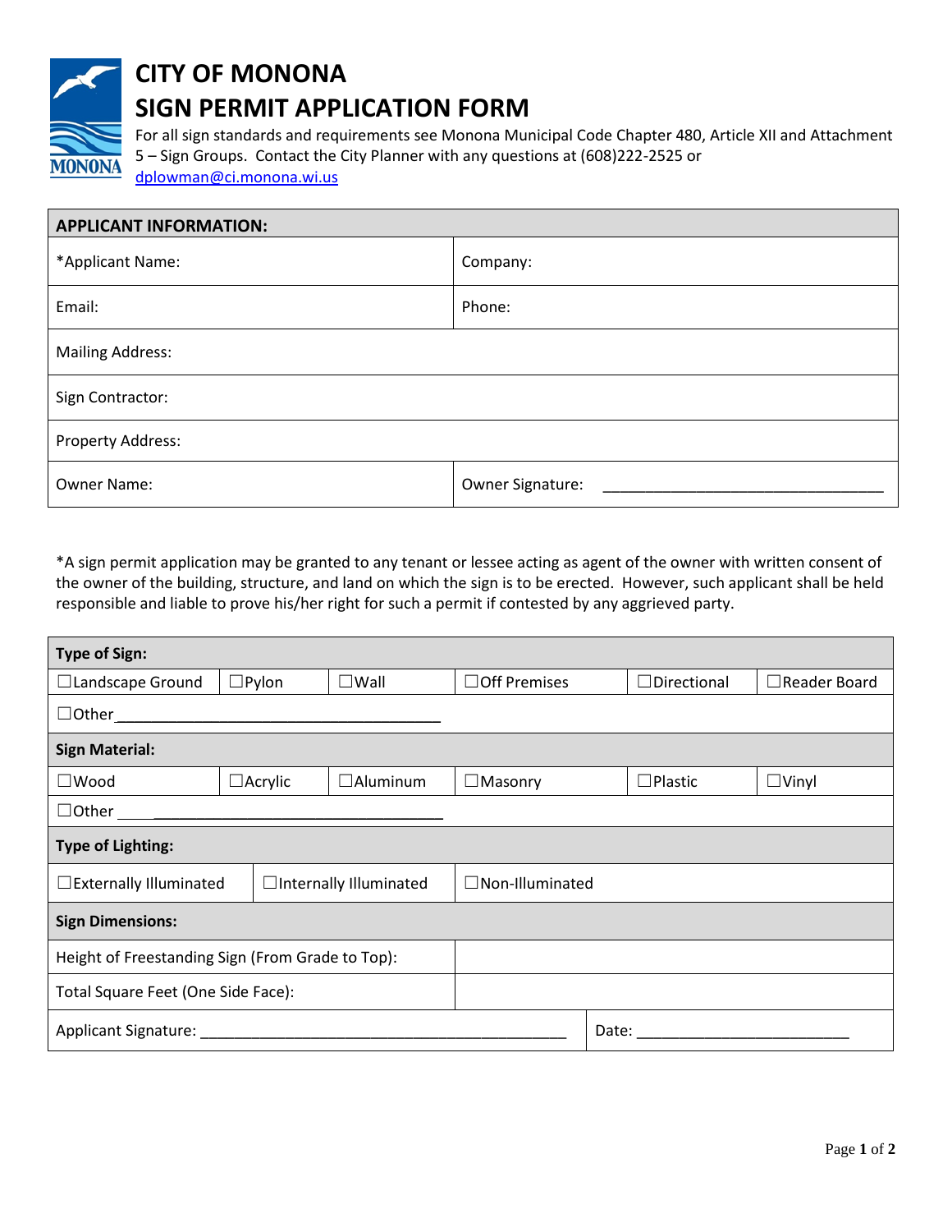# CITY OF MONONA
# SIGN PERMIT APPLICATION FORM

For all sign standards and requirements see Monona Municipal Code Chapter 480, Article XII and Attachment 5 – Sign Groups. Contact the City Planner with any questions at (608)222-2525 or dplowman@ci.monona.wi.us

| **APPLICANT INFORMATION:** | |
|---|---|
| *Applicant Name: | Company: |
| Email: | Phone: |
| Mailing Address: | |
| Sign Contractor: | |
| Property Address: | |
| Owner Name: | Owner Signature: ________________________________ |

*A sign permit application may be granted to any tenant or lessee acting as agent of the owner with written consent of the owner of the building, structure, and land on which the sign is to be erected. However, such applicant shall be held responsible and liable to prove his/her right for such a permit if contested by any aggrieved party.

| **Type of Sign:** | | | | | |
|---|---|---|---|---|---|
| ☐Landscape Ground | ☐Pylon | ☐Wall | ☐Off Premises | ☐Directional | ☐Reader Board |
| ☐Other ______________________________________ | | | | | |
| **Sign Material:** | | | | | |
| ☐Wood | ☐Acrylic | ☐Aluminum | ☐Masonry | ☐Plastic | ☐Vinyl |
| ☐Other ______________________________________ | | | | | |
| **Type of Lighting:** | | | | | |
| ☐Externally Illuminated | ☐Internally Illuminated | | ☐Non-Illuminated | | |
| **Sign Dimensions:** | | | | | |
| Height of Freestanding Sign (From Grade to Top): | | | | | |
| Total Square Feet (One Side Face): | | | | | |
| Applicant Signature: ____________________________________________ | | | Date: _________________________ | | |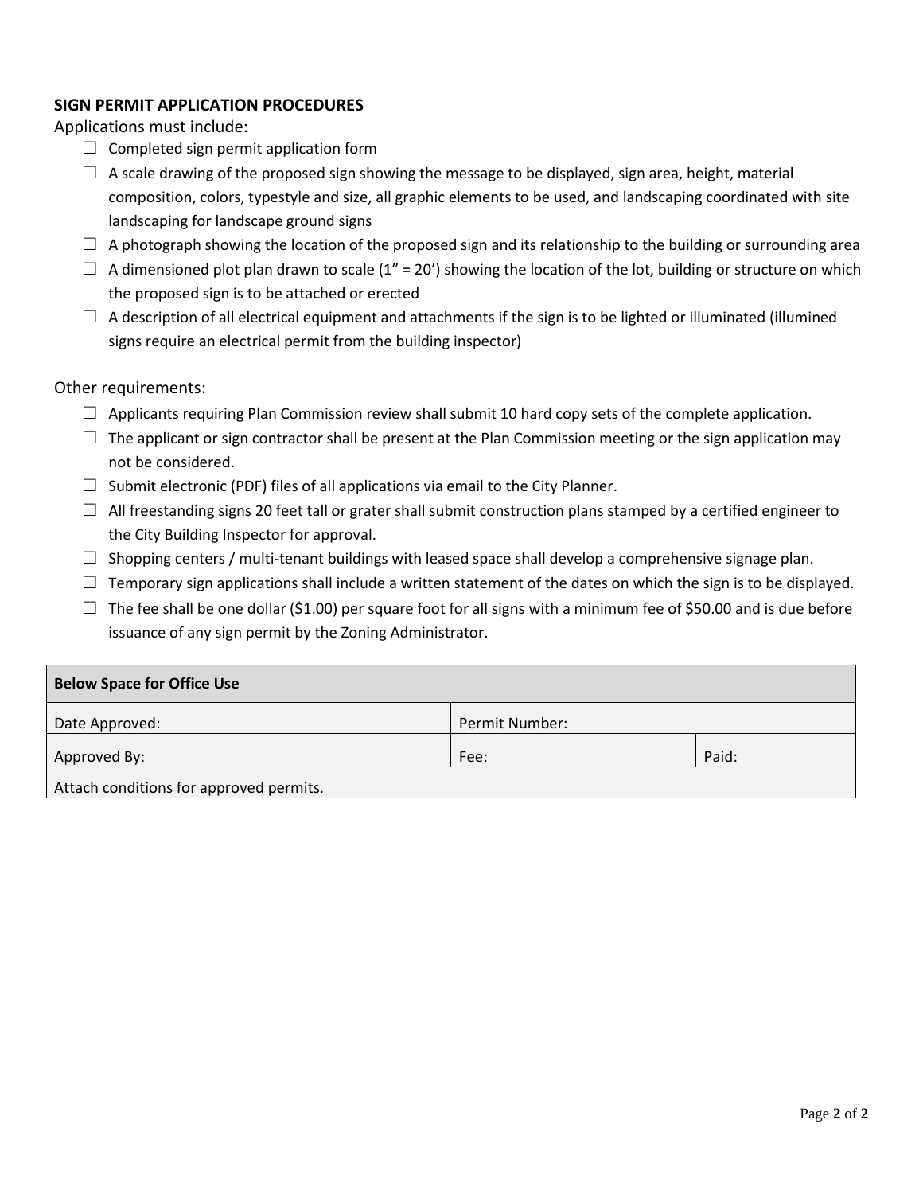**SIGN PERMIT APPLICATION PROCEDURES**

Applications must include:

- ☐ Completed sign permit application form
- ☐ A scale drawing of the proposed sign showing the message to be displayed, sign area, height, material composition, colors, typestyle and size, all graphic elements to be used, and landscaping coordinated with site landscaping for landscape ground signs
- ☐ A photograph showing the location of the proposed sign and its relationship to the building or surrounding area
- ☐ A dimensioned plot plan drawn to scale (1" = 20') showing the location of the lot, building or structure on which the proposed sign is to be attached or erected
- ☐ A description of all electrical equipment and attachments if the sign is to be lighted or illuminated (illumined signs require an electrical permit from the building inspector)

Other requirements:

- ☐ Applicants requiring Plan Commission review shall submit 10 hard copy sets of the complete application.
- ☐ The applicant or sign contractor shall be present at the Plan Commission meeting or the sign application may not be considered.
- ☐ Submit electronic (PDF) files of all applications via email to the City Planner.
- ☐ All freestanding signs 20 feet tall or grater shall submit construction plans stamped by a certified engineer to the City Building Inspector for approval.
- ☐ Shopping centers / multi-tenant buildings with leased space shall develop a comprehensive signage plan.
- ☐ Temporary sign applications shall include a written statement of the dates on which the sign is to be displayed.
- ☐ The fee shall be one dollar ($1.00) per square foot for all signs with a minimum fee of $50.00 and is due before issuance of any sign permit by the Zoning Administrator.

| **Below Space for Office Use** | | |
|---|---|---|
| Date Approved: | Permit Number: | |
| Approved By: | Fee: | Paid: |
| Attach conditions for approved permits. | | |